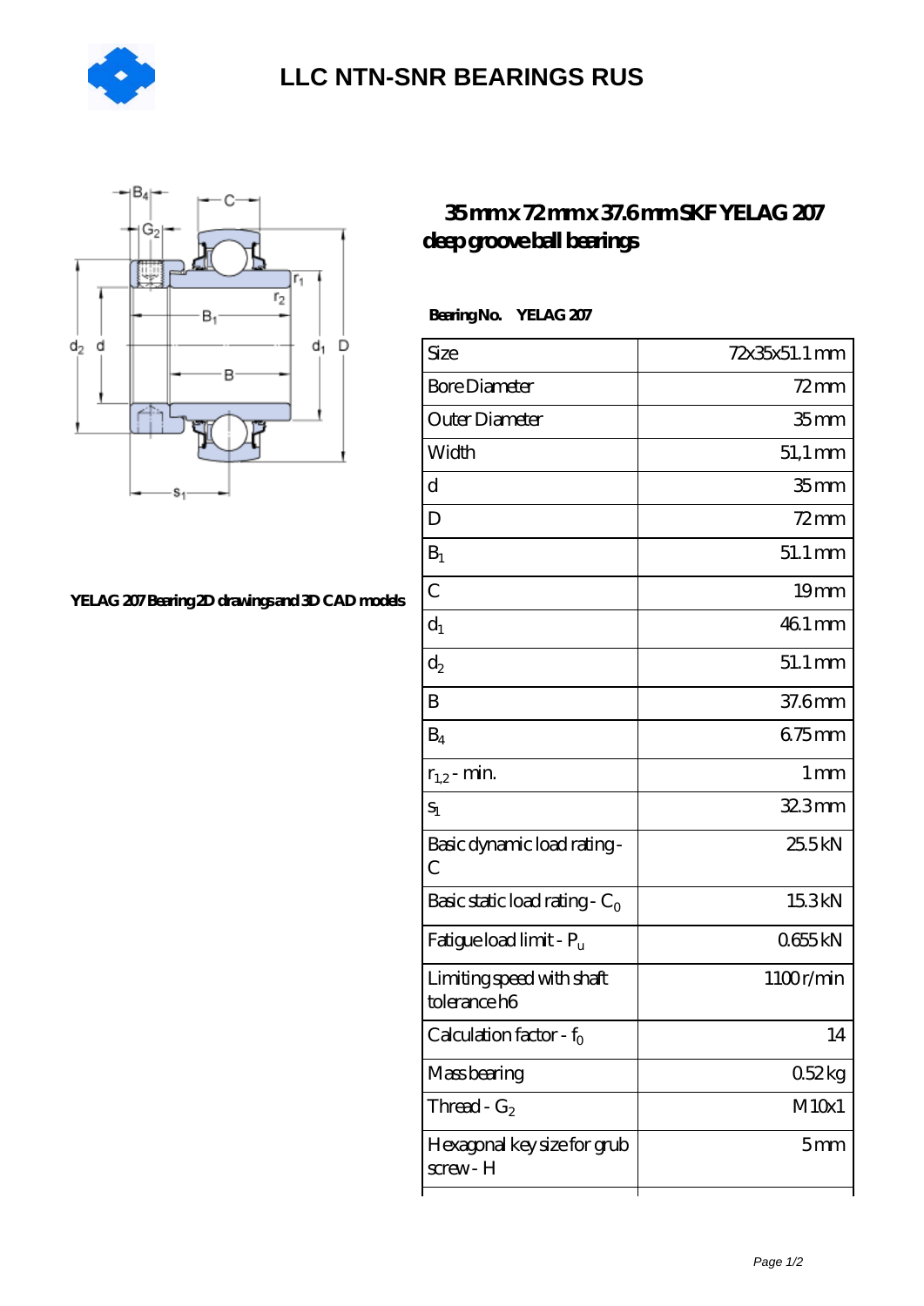# LLC NTN-SNR BEARINGS RUS

YELAG 207 Bearing 2D drawings and 3D CAD models

## 35 mm x 72 mm x 37.6 mm SKF YELAG 207 deep groove ball bearings

**Bearing No. YELAG 207**

| | |
|---|---|
| Size | 72x35x51.1 mm |
| Bore Diameter | 72 mm |
| Outer Diameter | 35 mm |
| Width | 51,1 mm |
| d | 35 mm |
| D | 72 mm |
| $B_1$ | 51.1 mm |
| C | 19 mm |
| $d_1$ | 46.1 mm |
| $d_2$ | 51.1 mm |
| B | 37.6 mm |
| $B_4$ | 6.75 mm |
| $r_{1,2}$ - min. | 1 mm |
| $s_1$ | 32.3 mm |
| Basic dynamic load rating - C | 25.5 kN |
| Basic static load rating - $C_0$ | 15.3 kN |
| Fatigue load limit - $P_u$ | 0.655 kN |
| Limiting speed with shaft tolerance h6 | 1100 r/min |
| Calculation factor - $f_0$ | 14 |
| Mass bearing | 0.52 kg |
| Thread - $G_2$ | M10x1 |
| Hexagonal key size for grub screw - H | 5 mm |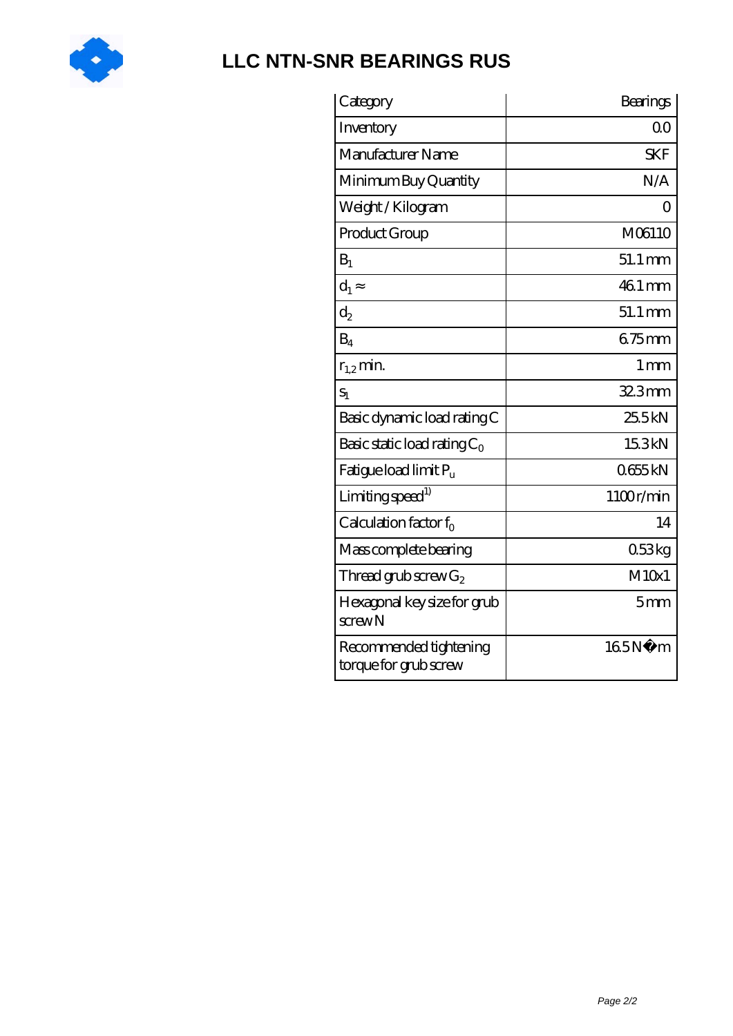# LLC NTN-SNR BEARINGS RUS

| | |
|---|---|
| Category | Bearings |
| Inventory | 0.0 |
| Manufacturer Name | SKF |
| Minimum Buy Quantity | N/A |
| Weight / Kilogram | 0 |
| Product Group | M06110 |
| $B_1$ | 51.1 mm |
| $d_1 \approx$ | 46.1 mm |
| $d_2$ | 51.1 mm |
| $B_4$ | 6.75 mm |
| $r_{1,2}$ min. | 1 mm |
| $s_1$ | 32.3 mm |
| Basic dynamic load rating C | 25.5 kN |
| Basic static load rating $C_0$ | 15.3 kN |
| Fatigue load limit $P_u$ | 0.655 kN |
| Limiting speed[1)] | 1100 r/min |
| Calculation factor $f_0$ | 14 |
| Mass complete bearing | 0.53 kg |
| Thread grub screw $G_2$ | M10x1 |
| Hexagonal key size for grub screw N | 5 mm |
| Recommended tightening torque for grub screw | 16.5 N�m |